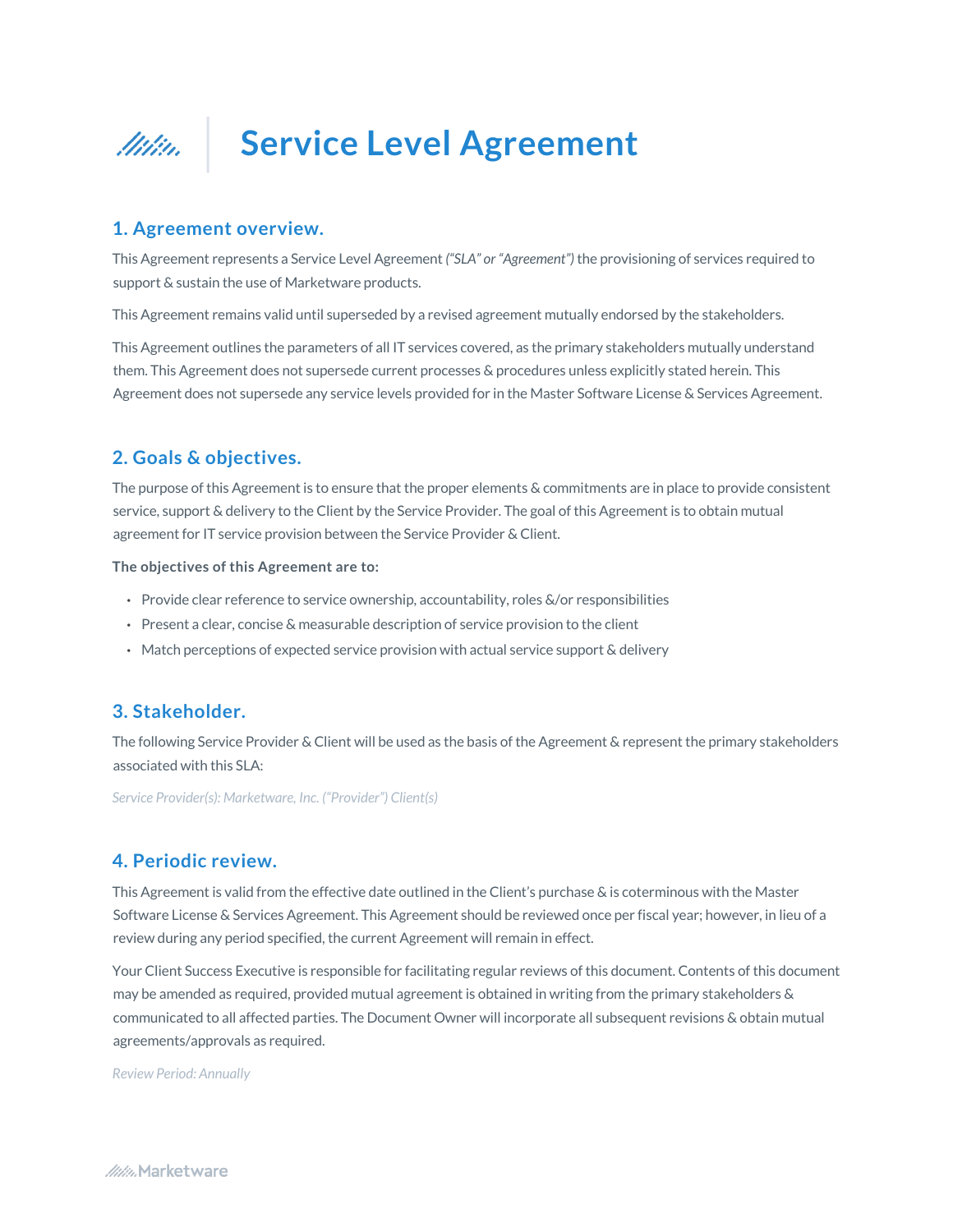# Service Level Agreement

## 1. Agreement overview.

This Agreement represents a Service Level Agreement *("SLA" or "Agreement")* the provisioning of services required to support & sustain the use of Marketware products.

This Agreement remains valid until superseded by a revised agreement mutually endorsed by the stakeholders.

This Agreement outlines the parameters of all IT services covered, as the primary stakeholders mutually understand them. This Agreement does not supersede current processes & procedures unless explicitly stated herein. This Agreement does not supersede any service levels provided for in the Master Software License & Services Agreement.

## 2. Goals & objectives.

The purpose of this Agreement is to ensure that the proper elements & commitments are in place to provide consistent service, support & delivery to the Client by the Service Provider. The goal of this Agreement is to obtain mutual agreement for IT service provision between the Service Provider & Client.

**The objectives of this Agreement are to:**

- Provide clear reference to service ownership, accountability, roles &/or responsibilities
- Present a clear, concise & measurable description of service provision to the client
- Match perceptions of expected service provision with actual service support & delivery

## 3. Stakeholder.

The following Service Provider & Client will be used as the basis of the Agreement & represent the primary stakeholders associated with this SLA:

*Service Provider(s): Marketware, Inc. ("Provider") Client(s)*

## 4. Periodic review.

This Agreement is valid from the effective date outlined in the Client's purchase & is coterminous with the Master Software License & Services Agreement. This Agreement should be reviewed once per fiscal year; however, in lieu of a review during any period specified, the current Agreement will remain in effect.

Your Client Success Executive is responsible for facilitating regular reviews of this document. Contents of this document may be amended as required, provided mutual agreement is obtained in writing from the primary stakeholders & communicated to all affected parties. The Document Owner will incorporate all subsequent revisions & obtain mutual agreements/approvals as required.

*Review Period: Annually*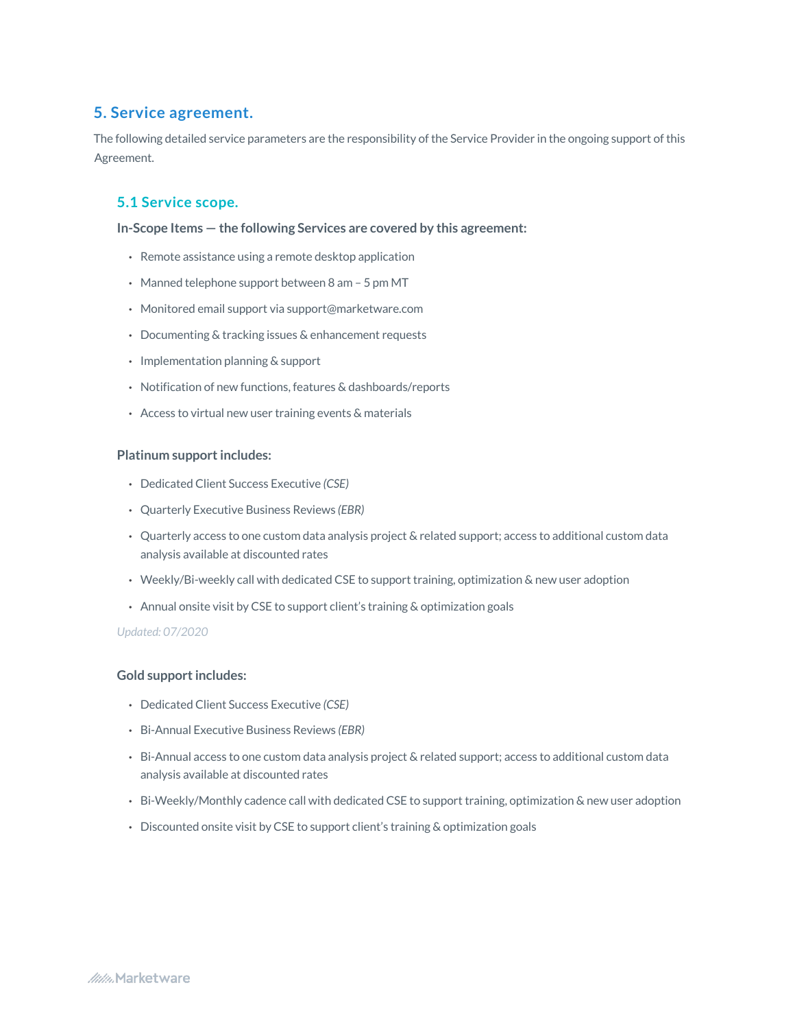## 5. Service agreement.

The following detailed service parameters are the responsibility of the Service Provider in the ongoing support of this Agreement.

### 5.1 Service scope.

**In-Scope Items — the following Services are covered by this agreement:**

- Remote assistance using a remote desktop application
- Manned telephone support between 8 am – 5 pm MT
- Monitored email support via support@marketware.com
- Documenting & tracking issues & enhancement requests
- Implementation planning & support
- Notification of new functions, features & dashboards/reports
- Access to virtual new user training events & materials

**Platinum support includes:**

- Dedicated Client Success Executive *(CSE)*
- Quarterly Executive Business Reviews *(EBR)*
- Quarterly access to one custom data analysis project & related support; access to additional custom data analysis available at discounted rates
- Weekly/Bi-weekly call with dedicated CSE to support training, optimization & new user adoption
- Annual onsite visit by CSE to support client's training & optimization goals

*Updated: 07/2020*

**Gold support includes:**

- Dedicated Client Success Executive *(CSE)*
- Bi-Annual Executive Business Reviews *(EBR)*
- Bi-Annual access to one custom data analysis project & related support; access to additional custom data analysis available at discounted rates
- Bi-Weekly/Monthly cadence call with dedicated CSE to support training, optimization & new user adoption
- Discounted onsite visit by CSE to support client's training & optimization goals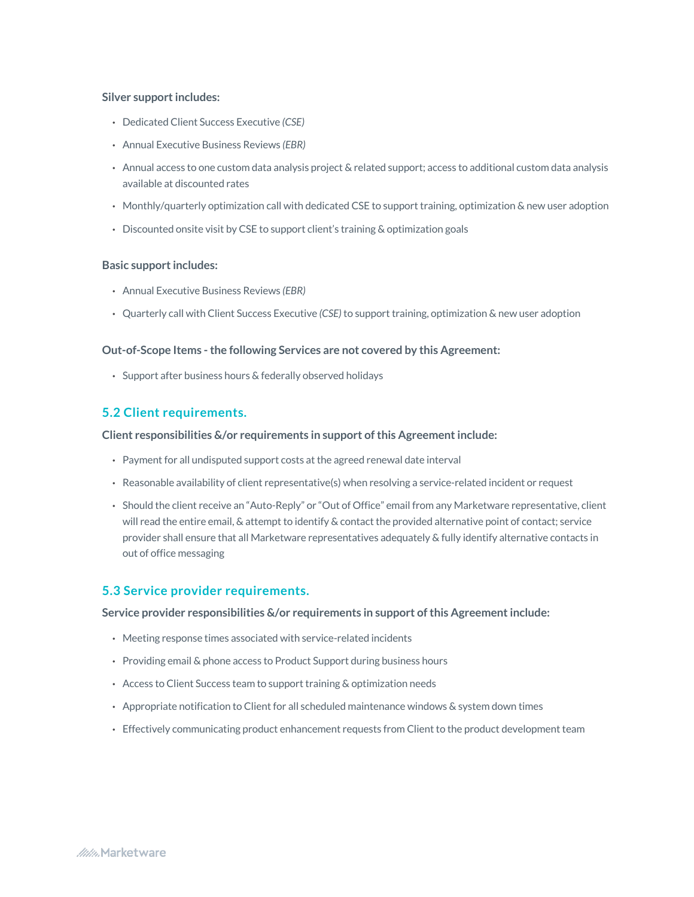**Silver support includes:**

- Dedicated Client Success Executive *(CSE)*
- Annual Executive Business Reviews *(EBR)*
- Annual access to one custom data analysis project & related support; access to additional custom data analysis available at discounted rates
- Monthly/quarterly optimization call with dedicated CSE to support training, optimization & new user adoption
- Discounted onsite visit by CSE to support client's training & optimization goals

**Basic support includes:**

- Annual Executive Business Reviews *(EBR)*
- Quarterly call with Client Success Executive *(CSE)* to support training, optimization & new user adoption

**Out-of-Scope Items - the following Services are not covered by this Agreement:**

- Support after business hours & federally observed holidays

## 5.2 Client requirements.

**Client responsibilities &/or requirements in support of this Agreement include:**

- Payment for all undisputed support costs at the agreed renewal date interval
- Reasonable availability of client representative(s) when resolving a service-related incident or request
- Should the client receive an "Auto-Reply" or "Out of Office" email from any Marketware representative, client will read the entire email, & attempt to identify & contact the provided alternative point of contact; service provider shall ensure that all Marketware representatives adequately & fully identify alternative contacts in out of office messaging

## 5.3 Service provider requirements.

**Service provider responsibilities &/or requirements in support of this Agreement include:**

- Meeting response times associated with service-related incidents
- Providing email & phone access to Product Support during business hours
- Access to Client Success team to support training & optimization needs
- Appropriate notification to Client for all scheduled maintenance windows & system down times
- Effectively communicating product enhancement requests from Client to the product development team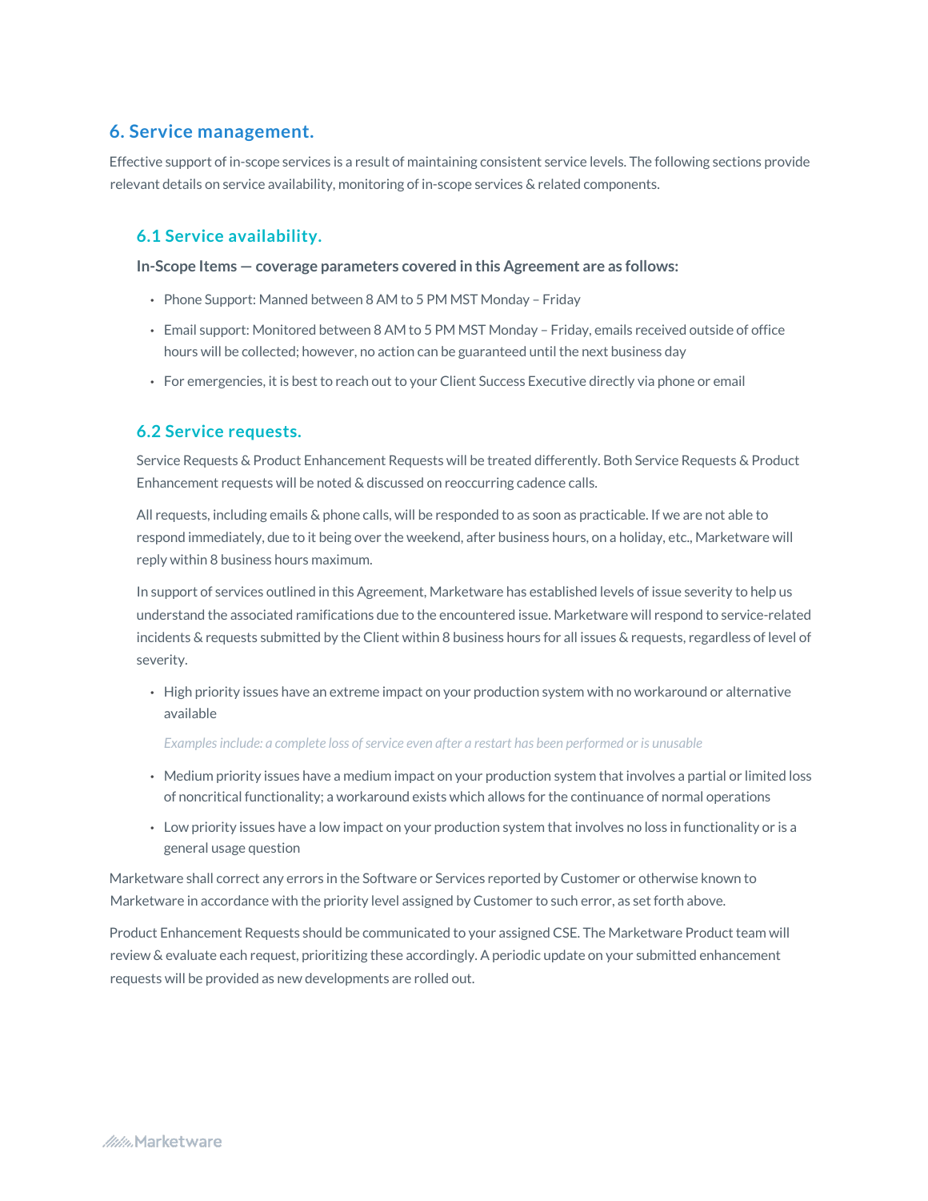## 6. Service management.

Effective support of in-scope services is a result of maintaining consistent service levels. The following sections provide relevant details on service availability, monitoring of in-scope services & related components.

### 6.1 Service availability.

**In-Scope Items — coverage parameters covered in this Agreement are as follows:**

- Phone Support: Manned between 8 AM to 5 PM MST Monday – Friday
- Email support: Monitored between 8 AM to 5 PM MST Monday – Friday, emails received outside of office hours will be collected; however, no action can be guaranteed until the next business day
- For emergencies, it is best to reach out to your Client Success Executive directly via phone or email

### 6.2 Service requests.

Service Requests & Product Enhancement Requests will be treated differently. Both Service Requests & Product Enhancement requests will be noted & discussed on reoccurring cadence calls.

All requests, including emails & phone calls, will be responded to as soon as practicable. If we are not able to respond immediately, due to it being over the weekend, after business hours, on a holiday, etc., Marketware will reply within 8 business hours maximum.

In support of services outlined in this Agreement, Marketware has established levels of issue severity to help us understand the associated ramifications due to the encountered issue. Marketware will respond to service-related incidents & requests submitted by the Client within 8 business hours for all issues & requests, regardless of level of severity.

- High priority issues have an extreme impact on your production system with no workaround or alternative available

  *Examples include: a complete loss of service even after a restart has been performed or is unusable*

- Medium priority issues have a medium impact on your production system that involves a partial or limited loss of noncritical functionality; a workaround exists which allows for the continuance of normal operations
- Low priority issues have a low impact on your production system that involves no loss in functionality or is a general usage question

Marketware shall correct any errors in the Software or Services reported by Customer or otherwise known to Marketware in accordance with the priority level assigned by Customer to such error, as set forth above.

Product Enhancement Requests should be communicated to your assigned CSE. The Marketware Product team will review & evaluate each request, prioritizing these accordingly. A periodic update on your submitted enhancement requests will be provided as new developments are rolled out.